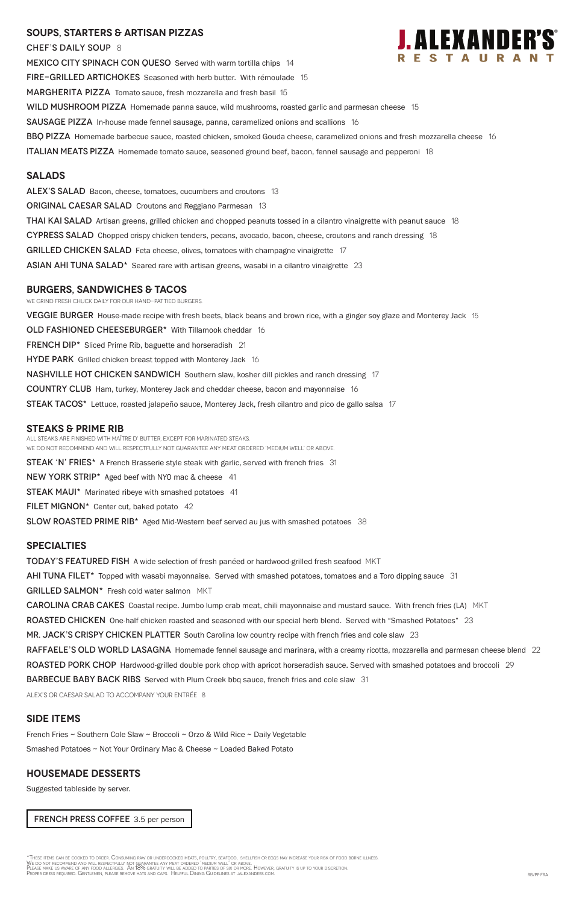# J. ALEXANDER'S® RESTAURANT

## SOUPS, STARTERS & ARTISAN PIZZAS

CHEF'S DAILY SOUP 8

MEXICO CITY SPINACH CON QUESO Served with warm tortilla chips 14

FIRE-GRILLED ARTICHOKES Seasoned with herb butter. With rémoulade 15

MARGHERITA PIZZA Tomato sauce, fresh mozzarella and fresh basil 15

WILD MUSHROOM PIZZA Homemade panna sauce, wild mushrooms, roasted garlic and parmesan cheese 15

SAUSAGE PIZZA In-house made fennel sausage, panna, caramelized onions and scallions 16

BBQ PIZZA Homemade barbecue sauce, roasted chicken, smoked Gouda cheese, caramelized onions and fresh mozzarella cheese 16

ITALIAN MEATS PIZZA Homemade tomato sauce, seasoned ground beef, bacon, fennel sausage and pepperoni 18

## SALADS

ALEX'S SALAD Bacon, cheese, tomatoes, cucumbers and croutons 13

ORIGINAL CAESAR SALAD Croutons and Reggiano Parmesan 13

THAI KAI SALAD Artisan greens, grilled chicken and chopped peanuts tossed in a cilantro vinaigrette with peanut sauce 18

CYPRESS SALAD Chopped crispy chicken tenders, pecans, avocado, bacon, cheese, croutons and ranch dressing 18

GRILLED CHICKEN SALAD Feta cheese, olives, tomatoes with champagne vinaigrette 17

ASIAN AHI TUNA SALAD* Seared rare with artisan greens, wasabi in a cilantro vinaigrette 23

## BURGERS, SANDWICHES & TACOS

WE GRIND FRESH CHUCK DAILY FOR OUR HAND-PATTIED BURGERS.

VEGGIE BURGER House-made recipe with fresh beets, black beans and brown rice, with a ginger soy glaze and Monterey Jack 15

OLD FASHIONED CHEESEBURGER* With Tillamook cheddar 16

FRENCH DIP* Sliced Prime Rib, baguette and horseradish 21

HYDE PARK Grilled chicken breast topped with Monterey Jack 16

NASHVILLE HOT CHICKEN SANDWICH Southern slaw, kosher dill pickles and ranch dressing 17

COUNTRY CLUB Ham, turkey, Monterey Jack and cheddar cheese, bacon and mayonnaise 16

STEAK TACOS* Lettuce, roasted jalapeño sauce, Monterey Jack, fresh cilantro and pico de gallo salsa 17

## STEAKS & PRIME RIB

ALL STEAKS ARE FINISHED WITH MAÎTRE D' BUTTER, EXCEPT FOR MARINATED STEAKS.
WE DO NOT RECOMMEND AND WILL RESPECTFULLY NOT GUARANTEE ANY MEAT ORDERED 'MEDIUM WELL' OR ABOVE.

STEAK 'N' FRIES* A French Brasserie style steak with garlic, served with french fries 31

NEW YORK STRIP* Aged beef with NYO mac & cheese 41

STEAK MAUI* Marinated ribeye with smashed potatoes 41

FILET MIGNON* Center cut, baked potato 42

SLOW ROASTED PRIME RIB* Aged Mid-Western beef served au jus with smashed potatoes 38

## SPECIALTIES

TODAY'S FEATURED FISH A wide selection of fresh panéed or hardwood-grilled fresh seafood MKT

AHI TUNA FILET* Topped with wasabi mayonnaise. Served with smashed potatoes, tomatoes and a Toro dipping sauce 31

GRILLED SALMON* Fresh cold water salmon MKT

CAROLINA CRAB CAKES Coastal recipe. Jumbo lump crab meat, chili mayonnaise and mustard sauce. With french fries (LA) MKT

ROASTED CHICKEN One-half chicken roasted and seasoned with our special herb blend. Served with "Smashed Potatoes" 23

MR. JACK'S CRISPY CHICKEN PLATTER South Carolina low country recipe with french fries and cole slaw 23

RAFFAELE'S OLD WORLD LASAGNA Homemade fennel sausage and marinara, with a creamy ricotta, mozzarella and parmesan cheese blend 22

ROASTED PORK CHOP Hardwood-grilled double pork chop with apricot horseradish sauce. Served with smashed potatoes and broccoli 29

BARBECUE BABY BACK RIBS Served with Plum Creek bbq sauce, french fries and cole slaw 31

ALEX'S OR CAESAR SALAD TO ACCOMPANY YOUR ENTRÉE 8

## SIDE ITEMS

French Fries ~ Southern Cole Slaw ~ Broccoli ~ Orzo & Wild Rice ~ Daily Vegetable

Smashed Potatoes ~ Not Your Ordinary Mac & Cheese ~ Loaded Baked Potato

## HOUSEMADE DESSERTS

Suggested tableside by server.

FRENCH PRESS COFFEE 3.5 per person

*These items can be cooked to order. Consuming raw or undercooked meats, poultry, seafood, shellfish or eggs may increase your risk of food borne illness.
We do not recommend and will respectfully not guarantee any meat ordered 'medium well' or above.
Please make us aware of any food allergies. An 18% gratuity will be added to parties of six or more. However, gratuity is up to your discretion.
Proper dress required. Gentlemen, please remove hats and caps. Helpful Dining Guidelines at jalexanders.com.

RB/PP FRA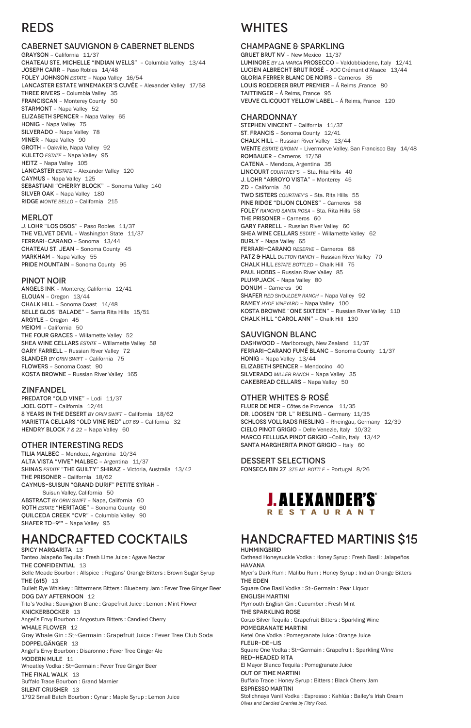# REDS

## CABERNET SAUVIGNON & CABERNET BLENDS

**GRAYSON** – California 11/37
**CHATEAU STE. MICHELLE "INDIAN WELLS"** – Columbia Valley 13/44
**JOSEPH CARR** – Paso Robles 14/48
**FOLEY JOHNSON** *ESTATE* – Napa Valley 16/54
**LANCASTER ESTATE WINEMAKER'S CUVÉE** – Alexander Valley 17/58
**THREE RIVERS** – Columbia Valley 35
**FRANCISCAN** – Monterey County 50
**STARMONT** – Napa Valley 52
**ELIZABETH SPENCER** – Napa Valley 65
**HONIG** – Napa Valley 75
**SILVERADO** – Napa Valley 78
**MINER** – Napa Valley 90
**GROTH** – Oakville, Napa Valley 92
**KULETO** *ESTATE* – Napa Valley 95
**HEITZ** – Napa Valley 105
**LANCASTER** *ESTATE* – Alexander Valley 120
**CAYMUS** – Napa Valley 125
**SEBASTIANI "CHERRY BLOCK"** – Sonoma Valley 140
**SILVER OAK** – Napa Valley 180
**RIDGE** *MONTE BELLO* – California 215

## MERLOT

**J. LOHR "LOS OSOS"** – Paso Robles 11/37
**THE VELVET DEVIL** – Washington State 11/37
**FERRARI–CARANO** – Sonoma 13/44
**CHATEAU ST. JEAN** – Sonoma County 45
**MARKHAM** – Napa Valley 55
**PRIDE MOUNTAIN** – Sonoma County 95

## PINOT NOIR

**ANGELS INK** – Monterey, California 12/41
**ELOUAN** – Oregon 13/44
**CHALK HILL** – Sonoma Coast 14/48
**BELLE GLOS "BALADE"** – Santa Rita Hills 15/51
**ARGYLE** – Oregon 45
**MEIOMI** – California 50
**THE FOUR GRACES** – Willamette Valley 52
**SHEA WINE CELLARS** *ESTATE* – Willamette Valley 58
**GARY FARRELL** – Russian River Valley 72
**SLANDER** *BY ORIN SWIFT* – California 75
**FLOWERS** – Sonoma Coast 90
**KOSTA BROWNE** – Russian River Valley 165

## ZINFANDEL

**PREDATOR "OLD VINE"** – Lodi 11/37
**JOEL GOTT** – California 12/41
**8 YEARS IN THE DESERT** *BY ORIN SWIFT* – California 18/62
**MARIETTA CELLARS "OLD VINE RED"** *LOT 69* – California 32
**HENDRY BLOCK** *7 & 22* – Napa Valley 60

## OTHER INTERESTING REDS

**TILIA MALBEC** – Mendoza, Argentina 10/34
**ALTA VISTA "VIVE" MALBEC** – Argentina 11/37
**SHINAS** *ESTATE* **"THE GUILTY" SHIRAZ** – Victoria, Australia 13/42
**THE PRISONER** – California 18/62
**CAYMUS–SUISUN "GRAND DURIF" PETITE SYRAH** – Suisun Valley, California 50
**ABSTRACT** *BY ORIN SWIFT* – Napa, California 60
**ROTH** *ESTATE* **"HERITAGE"** – Sonoma County 60
**QUILCEDA CREEK "CVR"** – Columbia Valley 90
**SHAFER TD–9™** – Napa Valley 95

# WHITES

## CHAMPAGNE & SPARKLING

**GRUET BRUT NV** – New Mexico 11/37
**LUMINORE** *BY LA MARCA* **PROSECCO** – Valdobbiadene, Italy 12/41
**LUCIEN ALBRECHT BRUT ROSÉ** – AOC Crémant d'Alsace 13/44
**GLORIA FERRER BLANC DE NOIRS** – Carneros 35
**LOUIS ROEDERER BRUT PREMIER** – Á Reims ,France 80
**TAITTINGER** – Á Reims, France 95
**VEUVE CLICQUOT YELLOW LABEL** – Á Reims, France 120

## CHARDONNAY

**STEPHEN VINCENT** – California 11/37
**ST. FRANCIS** – Sonoma County 12/41
**CHALK HILL** – Russian River Valley 13/44
**WENTE** *ESTATE GROWN* – Livermorve Valley, San Francisco Bay 14/48
**ROMBAUER** – Carneros 17/58
**CATENA** – Mendoza, Argentina 35
**LINCOURT** *COURTNEY'S* – Sta. Rita Hills 40
**J. LOHR "ARROYO VISTA"** – Monterey 45
**ZD** – California 50
**TWO SISTERS** *COURTNEY'S* – Sta. Rita Hills 55
**PINE RIDGE "DIJON CLONES"** – Carneros 58
**FOLEY** *RANCHO SANTA ROSA* – Sta. Rita Hills 58
**THE PRISONER** – Carneros 60
**GARY FARRELL** – Russian River Valley 60
**SHEA WINE CELLARS** *ESTATE* – Willamette Valley 62
**BURLY** – Napa Valley 65
**FERRARI–CARANO** *RESERVE* – Carneros 68
**PATZ & HALL** *DUTTON RANCH* – Russian River Valley 70
**CHALK HILL** *ESTATE BOTTLED* – Chalk Hill 75
**PAUL HOBBS** – Russian River Valley 85
**PLUMPJACK** – Napa Valley 80
**DONUM** – Carneros 90
**SHAFER** *RED SHOULDER RANCH* – Napa Valley 92
**RAMEY** *HYDE VINEYARD* – Napa Valley 100
**KOSTA BROWNE "ONE SIXTEEN"** – Russian River Valley 110
**CHALK HILL "CAROL ANN"** – Chalk Hill 130

## SAUVIGNON BLANC

**DASHWOOD** – Marlborough, New Zealand 11/37
**FERRARI–CARANO FUMÉ BLANC** – Sonoma County 11/37
**HONIG** – Napa Valley 13/44
**ELIZABETH SPENCER** – Mendocino 40
**SILVERADO** *MILLER RANCH* – Napa Valley 35
**CAKEBREAD CELLARS** – Napa Valley 50

## OTHER WHITES & ROSÉ

**FLUER DE MER** – Côtes de Provence 11/35
**DR. LOOSEN "DR. L" RIESLING** – Germany 11/35
**SCHLOSS VOLLRADS RIESLING** – Rheingau, Germany 12/39
**CIELO PINOT GRIGIO** – Delle Venezie, Italy 10/32
**MARCO FELLUGA PINOT GRIGIO** –Collio, Italy 13/42
**SANTA MARGHERITA PINOT GRIGIO** – Italy 60

## DESSERT SELECTIONS

**FONSECA BIN 27** *375 ML BOTTLE* – Portugal 8/26

J. ALEXANDER'S® RESTAURANT

# HANDCRAFTED COCKTAILS

**SPICY MARGARITA** 13
Tanteo Jalapeño Tequila : Fresh Lime Juice : Agave Nectar

**THE CONFIDENTIAL** 13
Belle Meade Bourbon : Allspice : Regans' Orange Bitters : Brown Sugar Syrup

**THE (615)** 13
Bulleit Rye Whiskey : Bittermens Bitters : Blueberry Jam : Fever Tree Ginger Beer

**DOG DAY AFTERNOON** 12
Tito's Vodka : Sauvignon Blanc : Grapefruit Juice : Lemon : Mint Flower

**KNICKERBOCKER** 13
Angel's Envy Bourbon : Angostura Bitters : Candied Cherry

**WHALE FLOWER** 12
Gray Whale Gin : St~Germain : Grapefruit Juice : Fever Tree Club Soda

**DOPPELGÄNGER** 13
Angel's Envy Bourbon : Disaronno : Fever Tree Ginger Ale

**MODERN MULE** 11
Wheatley Vodka : St~Germain : Fever Tree Ginger Beer

**THE FINAL WALK** 13
Buffalo Trace Bourbon : Grand Marnier

**SILENT CRUSHER** 13
1792 Small Batch Bourbon : Cynar : Maple Syrup : Lemon Juice

# HANDCRAFTED MARTINIS $15

**HUMMINGBIRD**
Cathead Honeysuckle Vodka : Honey Syrup : Fresh Basil : Jalapeños

**HAVANA**
Myer's Dark Rum : Malibu Rum : Honey Syrup : Indian Orange Bitters

**THE EDEN**
Square One Basil Vodka : St~Germain : Pear Liquor

**ENGLISH MARTINI**
Plymouth English Gin : Cucumber : Fresh Mint

**THE SPARKLING ROSE**
Corzo Silver Tequila : Grapefruit Bitters : Sparkling Wine

**POMEGRANATE MARTINI**
Ketel One Vodka : Pomegranate Juice : Orange Juice

**FLEUR–DE–LIS**
Square One Vodka : St~Germain : Grapefruit : Sparkling Wine

**RED–HEADED RITA**
El Mayor Blanco Tequila : Pomegranate Juice

**OUT OF TIME MARTINI**
Buffalo Trace : Honey Syrup : Bitters : Black Cherry Jam

**ESPRESSO MARTINI**
Stolichnaya Vanil Vodka : Espresso : Kahlúa : Bailey's Irish Cream

*Olives and Candied Cherries by Filthy Food.*